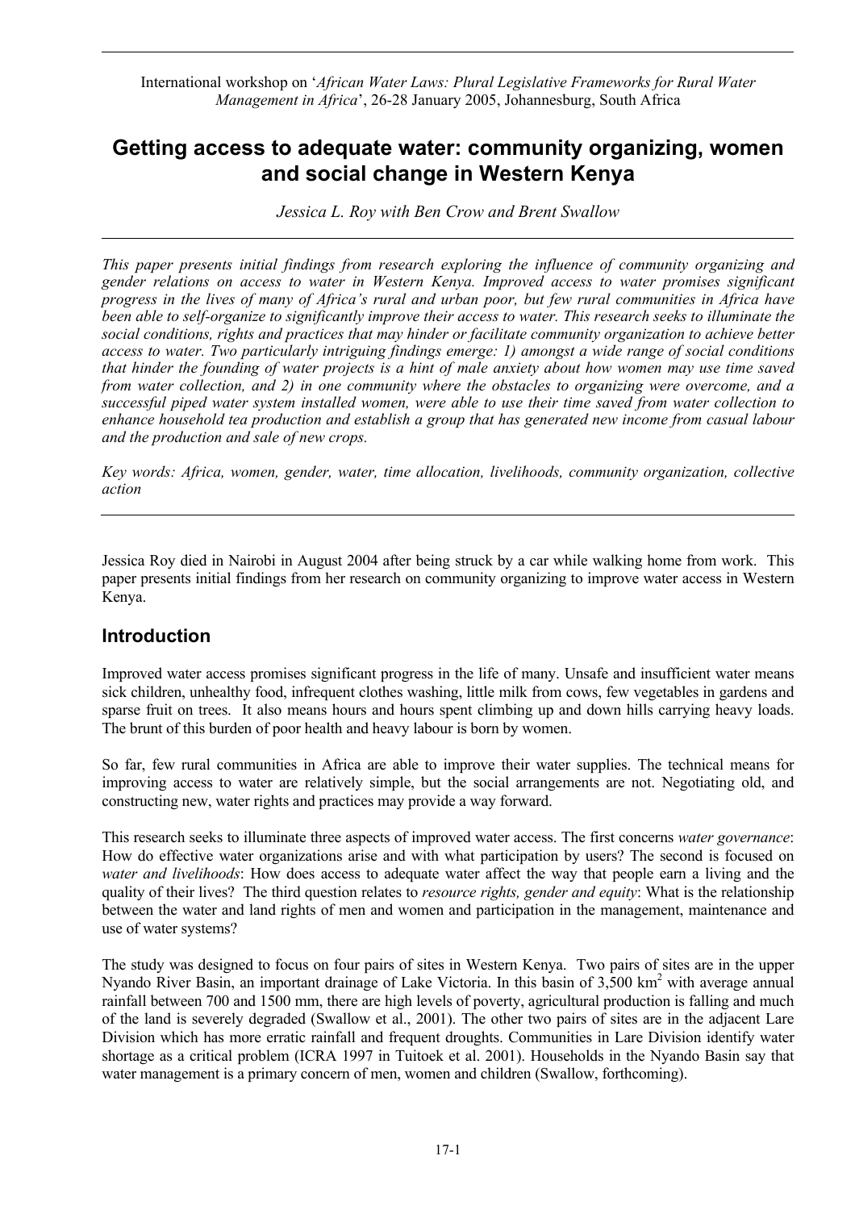International workshop on '*African Water Laws: Plural Legislative Frameworks for Rural Water Management in Africa*', 26-28 January 2005, Johannesburg, South Africa

# Getting access to adequate water: community organizing, women and social change in Western Kenya

*Jessica L. Roy with Ben Crow and Brent Swallow*

---

*This paper presents initial findings from research exploring the influence of community organizing and gender relations on access to water in Western Kenya. Improved access to water promises significant progress in the lives of many of Africa's rural and urban poor, but few rural communities in Africa have been able to self-organize to significantly improve their access to water. This research seeks to illuminate the social conditions, rights and practices that may hinder or facilitate community organization to achieve better access to water. Two particularly intriguing findings emerge: 1) amongst a wide range of social conditions that hinder the founding of water projects is a hint of male anxiety about how women may use time saved from water collection, and 2) in one community where the obstacles to organizing were overcome, and a successful piped water system installed women, were able to use their time saved from water collection to enhance household tea production and establish a group that has generated new income from casual labour and the production and sale of new crops.*

*Key words: Africa, women, gender, water, time allocation, livelihoods, community organization, collective action*

---

Jessica Roy died in Nairobi in August 2004 after being struck by a car while walking home from work. This paper presents initial findings from her research on community organizing to improve water access in Western Kenya.

## Introduction

Improved water access promises significant progress in the life of many. Unsafe and insufficient water means sick children, unhealthy food, infrequent clothes washing, little milk from cows, few vegetables in gardens and sparse fruit on trees. It also means hours and hours spent climbing up and down hills carrying heavy loads. The brunt of this burden of poor health and heavy labour is born by women.

So far, few rural communities in Africa are able to improve their water supplies. The technical means for improving access to water are relatively simple, but the social arrangements are not. Negotiating old, and constructing new, water rights and practices may provide a way forward.

This research seeks to illuminate three aspects of improved water access. The first concerns *water governance*: How do effective water organizations arise and with what participation by users? The second is focused on *water and livelihoods*: How does access to adequate water affect the way that people earn a living and the quality of their lives? The third question relates to *resource rights, gender and equity*: What is the relationship between the water and land rights of men and women and participation in the management, maintenance and use of water systems?

The study was designed to focus on four pairs of sites in Western Kenya. Two pairs of sites are in the upper Nyando River Basin, an important drainage of Lake Victoria. In this basin of 3,500 km$^2$ with average annual rainfall between 700 and 1500 mm, there are high levels of poverty, agricultural production is falling and much of the land is severely degraded (Swallow et al., 2001). The other two pairs of sites are in the adjacent Lare Division which has more erratic rainfall and frequent droughts. Communities in Lare Division identify water shortage as a critical problem (ICRA 1997 in Tuitoek et al. 2001). Households in the Nyando Basin say that water management is a primary concern of men, women and children (Swallow, forthcoming).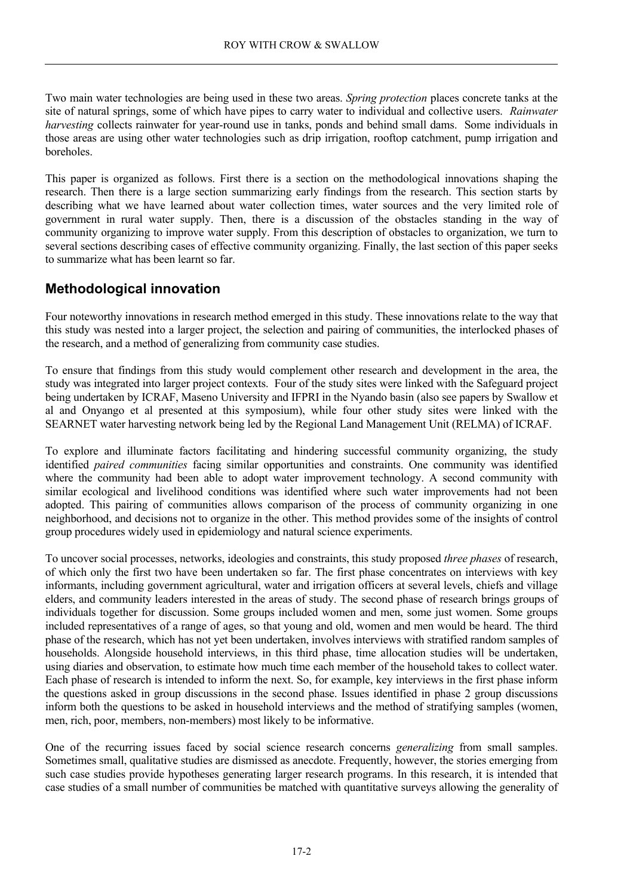Two main water technologies are being used in these two areas. *Spring protection* places concrete tanks at the site of natural springs, some of which have pipes to carry water to individual and collective users. *Rainwater harvesting* collects rainwater for year-round use in tanks, ponds and behind small dams. Some individuals in those areas are using other water technologies such as drip irrigation, rooftop catchment, pump irrigation and boreholes.

This paper is organized as follows. First there is a section on the methodological innovations shaping the research. Then there is a large section summarizing early findings from the research. This section starts by describing what we have learned about water collection times, water sources and the very limited role of government in rural water supply. Then, there is a discussion of the obstacles standing in the way of community organizing to improve water supply. From this description of obstacles to organization, we turn to several sections describing cases of effective community organizing. Finally, the last section of this paper seeks to summarize what has been learnt so far.

## Methodological innovation

Four noteworthy innovations in research method emerged in this study. These innovations relate to the way that this study was nested into a larger project, the selection and pairing of communities, the interlocked phases of the research, and a method of generalizing from community case studies.

To ensure that findings from this study would complement other research and development in the area, the study was integrated into larger project contexts. Four of the study sites were linked with the Safeguard project being undertaken by ICRAF, Maseno University and IFPRI in the Nyando basin (also see papers by Swallow et al and Onyango et al presented at this symposium), while four other study sites were linked with the SEARNET water harvesting network being led by the Regional Land Management Unit (RELMA) of ICRAF.

To explore and illuminate factors facilitating and hindering successful community organizing, the study identified *paired communities* facing similar opportunities and constraints. One community was identified where the community had been able to adopt water improvement technology. A second community with similar ecological and livelihood conditions was identified where such water improvements had not been adopted. This pairing of communities allows comparison of the process of community organizing in one neighborhood, and decisions not to organize in the other. This method provides some of the insights of control group procedures widely used in epidemiology and natural science experiments.

To uncover social processes, networks, ideologies and constraints, this study proposed *three phases* of research, of which only the first two have been undertaken so far. The first phase concentrates on interviews with key informants, including government agricultural, water and irrigation officers at several levels, chiefs and village elders, and community leaders interested in the areas of study. The second phase of research brings groups of individuals together for discussion. Some groups included women and men, some just women. Some groups included representatives of a range of ages, so that young and old, women and men would be heard. The third phase of the research, which has not yet been undertaken, involves interviews with stratified random samples of households. Alongside household interviews, in this third phase, time allocation studies will be undertaken, using diaries and observation, to estimate how much time each member of the household takes to collect water. Each phase of research is intended to inform the next. So, for example, key interviews in the first phase inform the questions asked in group discussions in the second phase. Issues identified in phase 2 group discussions inform both the questions to be asked in household interviews and the method of stratifying samples (women, men, rich, poor, members, non-members) most likely to be informative.

One of the recurring issues faced by social science research concerns *generalizing* from small samples. Sometimes small, qualitative studies are dismissed as anecdote. Frequently, however, the stories emerging from such case studies provide hypotheses generating larger research programs. In this research, it is intended that case studies of a small number of communities be matched with quantitative surveys allowing the generality of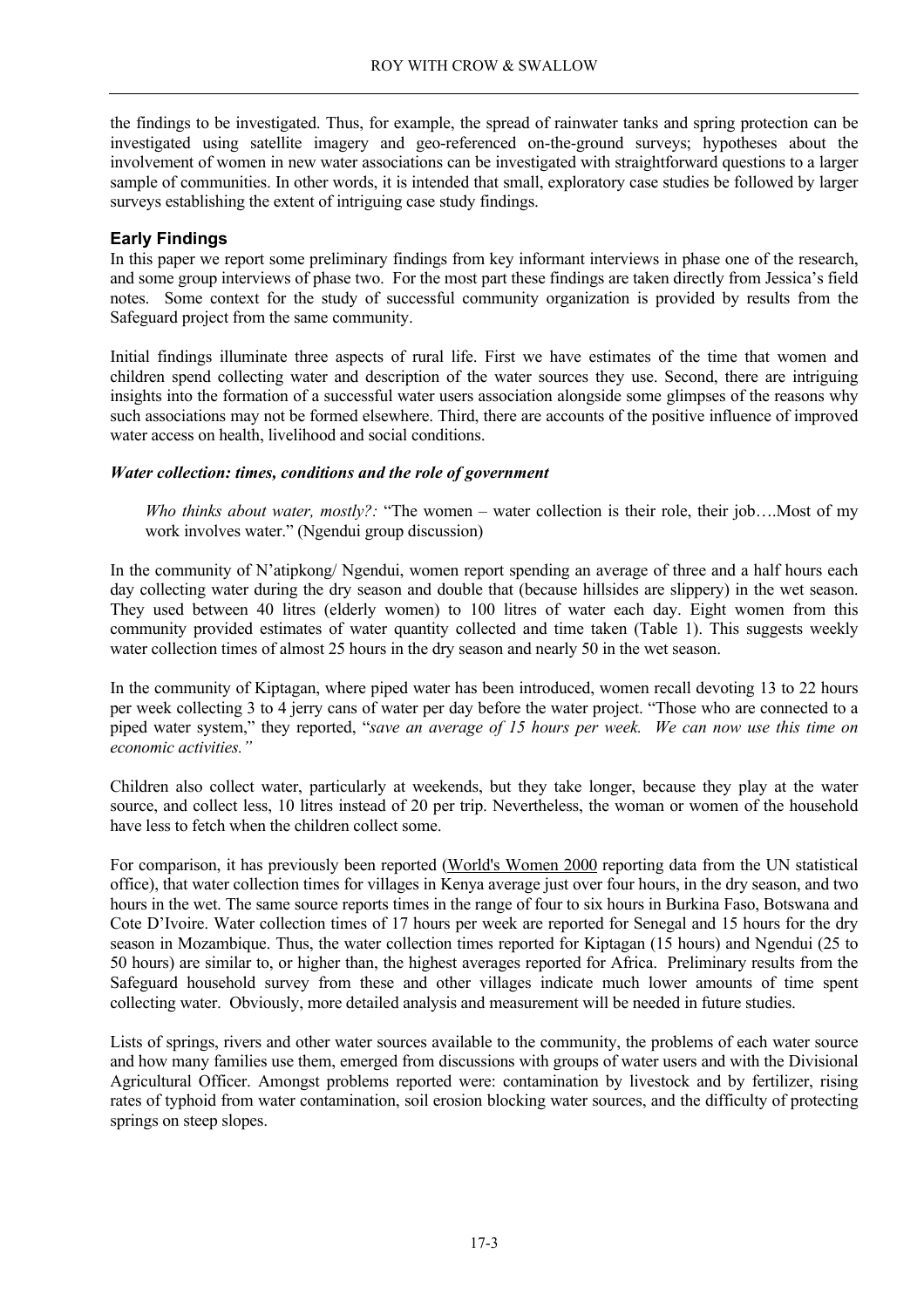the findings to be investigated. Thus, for example, the spread of rainwater tanks and spring protection can be investigated using satellite imagery and geo-referenced on-the-ground surveys; hypotheses about the involvement of women in new water associations can be investigated with straightforward questions to a larger sample of communities. In other words, it is intended that small, exploratory case studies be followed by larger surveys establishing the extent of intriguing case study findings.

### Early Findings

In this paper we report some preliminary findings from key informant interviews in phase one of the research, and some group interviews of phase two. For the most part these findings are taken directly from Jessica's field notes. Some context for the study of successful community organization is provided by results from the Safeguard project from the same community.

Initial findings illuminate three aspects of rural life. First we have estimates of the time that women and children spend collecting water and description of the water sources they use. Second, there are intriguing insights into the formation of a successful water users association alongside some glimpses of the reasons why such associations may not be formed elsewhere. Third, there are accounts of the positive influence of improved water access on health, livelihood and social conditions.

#### *Water collection: times, conditions and the role of government*

> *Who thinks about water, mostly?:* "The women – water collection is their role, their job….Most of my work involves water." (Ngendui group discussion)

In the community of N'atipkong/ Ngendui, women report spending an average of three and a half hours each day collecting water during the dry season and double that (because hillsides are slippery) in the wet season. They used between 40 litres (elderly women) to 100 litres of water each day. Eight women from this community provided estimates of water quantity collected and time taken (Table 1). This suggests weekly water collection times of almost 25 hours in the dry season and nearly 50 in the wet season.

In the community of Kiptagan, where piped water has been introduced, women recall devoting 13 to 22 hours per week collecting 3 to 4 jerry cans of water per day before the water project. "Those who are connected to a piped water system," they reported, "*save an average of 15 hours per week. We can now use this time on economic activities."*

Children also collect water, particularly at weekends, but they take longer, because they play at the water source, and collect less, 10 litres instead of 20 per trip. Nevertheless, the woman or women of the household have less to fetch when the children collect some.

For comparison, it has previously been reported (World's Women 2000 reporting data from the UN statistical office), that water collection times for villages in Kenya average just over four hours, in the dry season, and two hours in the wet. The same source reports times in the range of four to six hours in Burkina Faso, Botswana and Cote D'Ivoire. Water collection times of 17 hours per week are reported for Senegal and 15 hours for the dry season in Mozambique. Thus, the water collection times reported for Kiptagan (15 hours) and Ngendui (25 to 50 hours) are similar to, or higher than, the highest averages reported for Africa. Preliminary results from the Safeguard household survey from these and other villages indicate much lower amounts of time spent collecting water. Obviously, more detailed analysis and measurement will be needed in future studies.

Lists of springs, rivers and other water sources available to the community, the problems of each water source and how many families use them, emerged from discussions with groups of water users and with the Divisional Agricultural Officer. Amongst problems reported were: contamination by livestock and by fertilizer, rising rates of typhoid from water contamination, soil erosion blocking water sources, and the difficulty of protecting springs on steep slopes.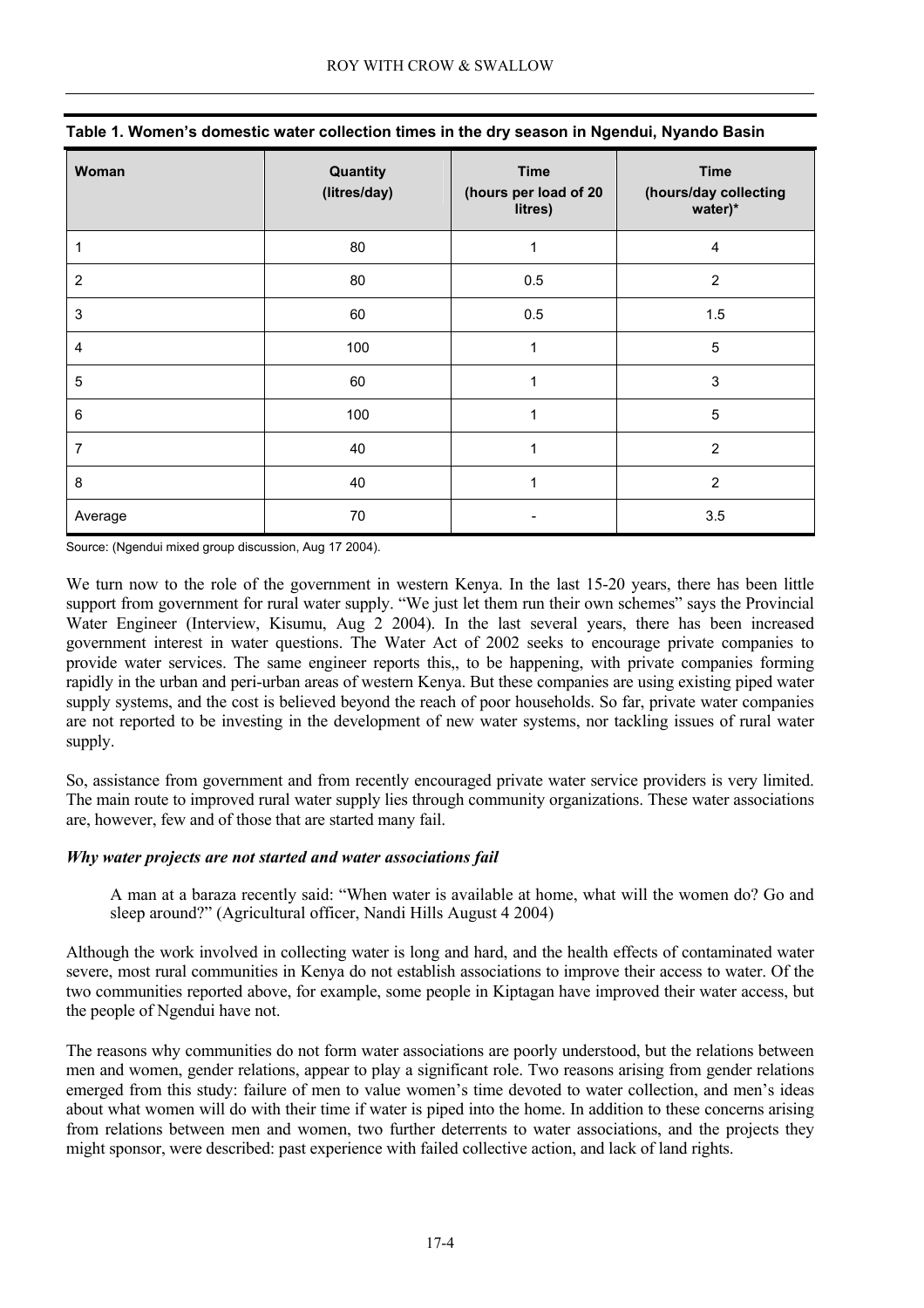**Table 1. Women's domestic water collection times in the dry season in Ngendui, Nyando Basin**

| Woman | Quantity (litres/day) | Time (hours per load of 20 litres) | Time (hours/day collecting water)* |
|---|---|---|---|
| 1 | 80 | 1 | 4 |
| 2 | 80 | 0.5 | 2 |
| 3 | 60 | 0.5 | 1.5 |
| 4 | 100 | 1 | 5 |
| 5 | 60 | 1 | 3 |
| 6 | 100 | 1 | 5 |
| 7 | 40 | 1 | 2 |
| 8 | 40 | 1 | 2 |
| Average | 70 | - | 3.5 |

Source: (Ngendui mixed group discussion, Aug 17 2004).

We turn now to the role of the government in western Kenya. In the last 15-20 years, there has been little support from government for rural water supply. "We just let them run their own schemes" says the Provincial Water Engineer (Interview, Kisumu, Aug 2 2004). In the last several years, there has been increased government interest in water questions. The Water Act of 2002 seeks to encourage private companies to provide water services. The same engineer reports this,, to be happening, with private companies forming rapidly in the urban and peri-urban areas of western Kenya. But these companies are using existing piped water supply systems, and the cost is believed beyond the reach of poor households. So far, private water companies are not reported to be investing in the development of new water systems, nor tackling issues of rural water supply.

So, assistance from government and from recently encouraged private water service providers is very limited. The main route to improved rural water supply lies through community organizations. These water associations are, however, few and of those that are started many fail.

***Why water projects are not started and water associations fail***

> A man at a baraza recently said: "When water is available at home, what will the women do? Go and sleep around?" (Agricultural officer, Nandi Hills August 4 2004)

Although the work involved in collecting water is long and hard, and the health effects of contaminated water severe, most rural communities in Kenya do not establish associations to improve their access to water. Of the two communities reported above, for example, some people in Kiptagan have improved their water access, but the people of Ngendui have not.

The reasons why communities do not form water associations are poorly understood, but the relations between men and women, gender relations, appear to play a significant role. Two reasons arising from gender relations emerged from this study: failure of men to value women's time devoted to water collection, and men's ideas about what women will do with their time if water is piped into the home. In addition to these concerns arising from relations between men and women, two further deterrents to water associations, and the projects they might sponsor, were described: past experience with failed collective action, and lack of land rights.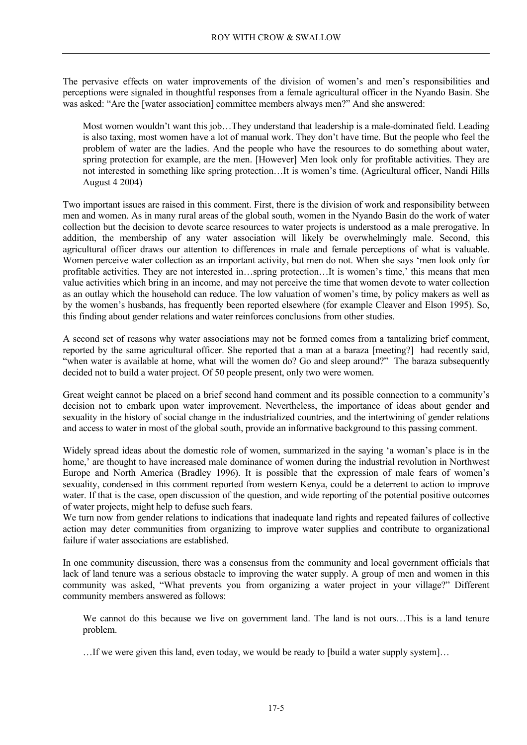The pervasive effects on water improvements of the division of women's and men's responsibilities and perceptions were signaled in thoughtful responses from a female agricultural officer in the Nyando Basin. She was asked: "Are the [water association] committee members always men?" And she answered:

> Most women wouldn't want this job…They understand that leadership is a male-dominated field. Leading is also taxing, most women have a lot of manual work. They don't have time. But the people who feel the problem of water are the ladies. And the people who have the resources to do something about water, spring protection for example, are the men. [However] Men look only for profitable activities. They are not interested in something like spring protection…It is women's time. (Agricultural officer, Nandi Hills August 4 2004)

Two important issues are raised in this comment. First, there is the division of work and responsibility between men and women. As in many rural areas of the global south, women in the Nyando Basin do the work of water collection but the decision to devote scarce resources to water projects is understood as a male prerogative. In addition, the membership of any water association will likely be overwhelmingly male. Second, this agricultural officer draws our attention to differences in male and female perceptions of what is valuable. Women perceive water collection as an important activity, but men do not. When she says 'men look only for profitable activities. They are not interested in…spring protection…It is women's time,' this means that men value activities which bring in an income, and may not perceive the time that women devote to water collection as an outlay which the household can reduce. The low valuation of women's time, by policy makers as well as by the women's husbands, has frequently been reported elsewhere (for example Cleaver and Elson 1995). So, this finding about gender relations and water reinforces conclusions from other studies.

A second set of reasons why water associations may not be formed comes from a tantalizing brief comment, reported by the same agricultural officer. She reported that a man at a baraza [meeting?] had recently said, "when water is available at home, what will the women do? Go and sleep around?" The baraza subsequently decided not to build a water project. Of 50 people present, only two were women.

Great weight cannot be placed on a brief second hand comment and its possible connection to a community's decision not to embark upon water improvement. Nevertheless, the importance of ideas about gender and sexuality in the history of social change in the industrialized countries, and the intertwining of gender relations and access to water in most of the global south, provide an informative background to this passing comment.

Widely spread ideas about the domestic role of women, summarized in the saying 'a woman's place is in the home,' are thought to have increased male dominance of women during the industrial revolution in Northwest Europe and North America (Bradley 1996). It is possible that the expression of male fears of women's sexuality, condensed in this comment reported from western Kenya, could be a deterrent to action to improve water. If that is the case, open discussion of the question, and wide reporting of the potential positive outcomes of water projects, might help to defuse such fears.

We turn now from gender relations to indications that inadequate land rights and repeated failures of collective action may deter communities from organizing to improve water supplies and contribute to organizational failure if water associations are established.

In one community discussion, there was a consensus from the community and local government officials that lack of land tenure was a serious obstacle to improving the water supply. A group of men and women in this community was asked, "What prevents you from organizing a water project in your village?" Different community members answered as follows:

> We cannot do this because we live on government land. The land is not ours…This is a land tenure problem.
>
> …If we were given this land, even today, we would be ready to [build a water supply system]…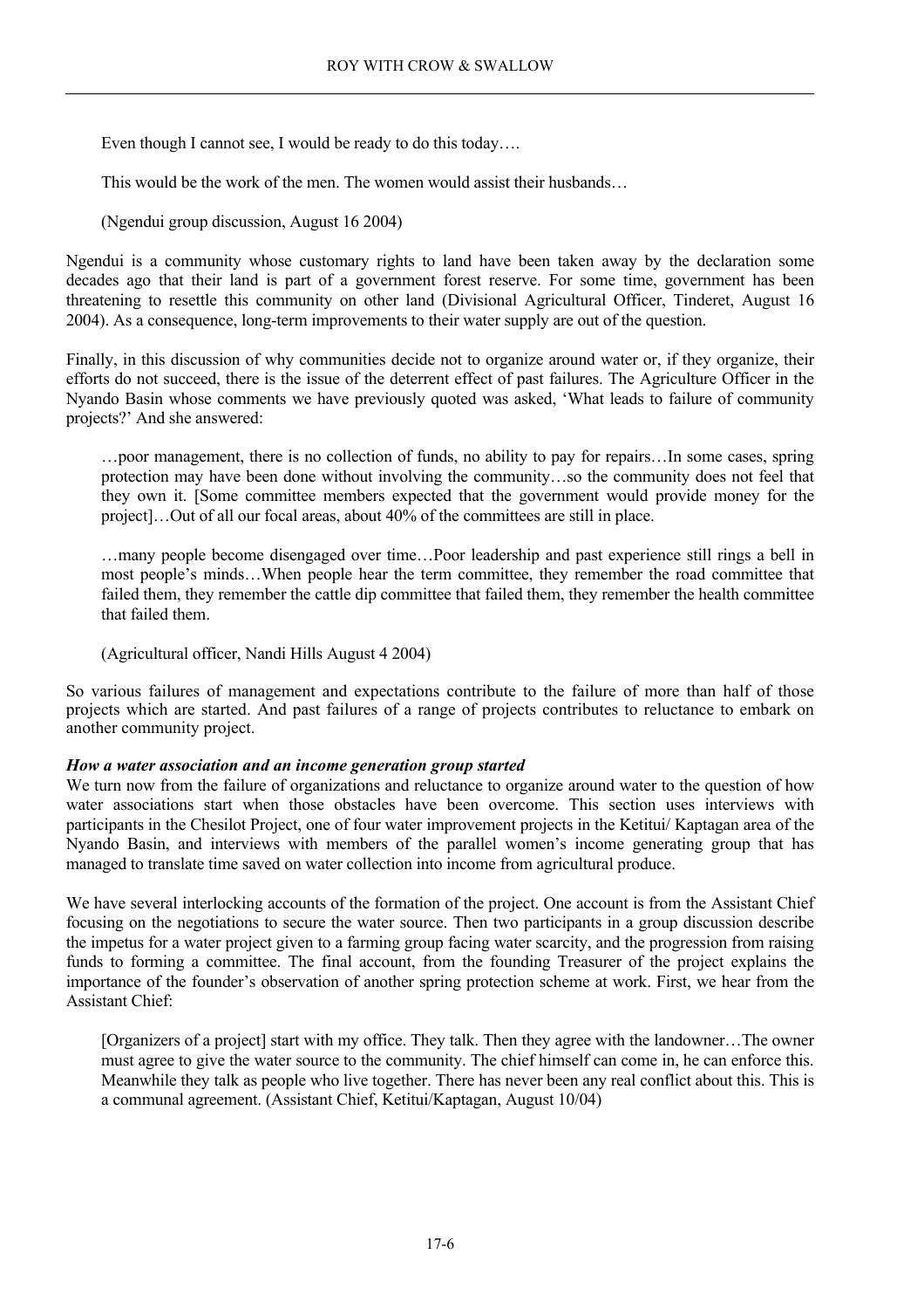Even though I cannot see, I would be ready to do this today….

This would be the work of the men. The women would assist their husbands…

(Ngendui group discussion, August 16 2004)

Ngendui is a community whose customary rights to land have been taken away by the declaration some decades ago that their land is part of a government forest reserve. For some time, government has been threatening to resettle this community on other land (Divisional Agricultural Officer, Tinderet, August 16 2004). As a consequence, long-term improvements to their water supply are out of the question.

Finally, in this discussion of why communities decide not to organize around water or, if they organize, their efforts do not succeed, there is the issue of the deterrent effect of past failures. The Agriculture Officer in the Nyando Basin whose comments we have previously quoted was asked, 'What leads to failure of community projects?' And she answered:

> …poor management, there is no collection of funds, no ability to pay for repairs…In some cases, spring protection may have been done without involving the community…so the community does not feel that they own it. [Some committee members expected that the government would provide money for the project]…Out of all our focal areas, about 40% of the committees are still in place.
>
> …many people become disengaged over time…Poor leadership and past experience still rings a bell in most people's minds…When people hear the term committee, they remember the road committee that failed them, they remember the cattle dip committee that failed them, they remember the health committee that failed them.
>
> (Agricultural officer, Nandi Hills August 4 2004)

So various failures of management and expectations contribute to the failure of more than half of those projects which are started. And past failures of a range of projects contributes to reluctance to embark on another community project.

***How a water association and an income generation group started***

We turn now from the failure of organizations and reluctance to organize around water to the question of how water associations start when those obstacles have been overcome. This section uses interviews with participants in the Chesilot Project, one of four water improvement projects in the Ketitui/ Kaptagan area of the Nyando Basin, and interviews with members of the parallel women's income generating group that has managed to translate time saved on water collection into income from agricultural produce.

We have several interlocking accounts of the formation of the project. One account is from the Assistant Chief focusing on the negotiations to secure the water source. Then two participants in a group discussion describe the impetus for a water project given to a farming group facing water scarcity, and the progression from raising funds to forming a committee. The final account, from the founding Treasurer of the project explains the importance of the founder's observation of another spring protection scheme at work. First, we hear from the Assistant Chief:

> [Organizers of a project] start with my office. They talk. Then they agree with the landowner…The owner must agree to give the water source to the community. The chief himself can come in, he can enforce this. Meanwhile they talk as people who live together. There has never been any real conflict about this. This is a communal agreement. (Assistant Chief, Ketitui/Kaptagan, August 10/04)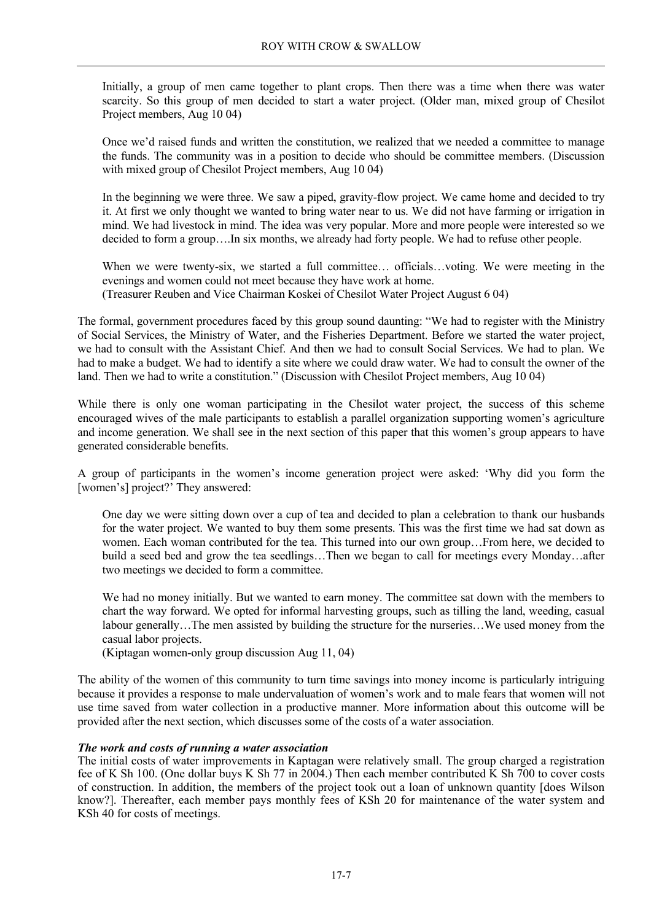> Initially, a group of men came together to plant crops. Then there was a time when there was water scarcity. So this group of men decided to start a water project. (Older man, mixed group of Chesilot Project members, Aug 10 04)

> Once we'd raised funds and written the constitution, we realized that we needed a committee to manage the funds. The community was in a position to decide who should be committee members. (Discussion with mixed group of Chesilot Project members, Aug 10 04)

> In the beginning we were three. We saw a piped, gravity-flow project. We came home and decided to try it. At first we only thought we wanted to bring water near to us. We did not have farming or irrigation in mind. We had livestock in mind. The idea was very popular. More and more people were interested so we decided to form a group….In six months, we already had forty people. We had to refuse other people.
>
> When we were twenty-six, we started a full committee… officials…voting. We were meeting in the evenings and women could not meet because they have work at home.
> (Treasurer Reuben and Vice Chairman Koskei of Chesilot Water Project August 6 04)

The formal, government procedures faced by this group sound daunting: "We had to register with the Ministry of Social Services, the Ministry of Water, and the Fisheries Department. Before we started the water project, we had to consult with the Assistant Chief. And then we had to consult Social Services. We had to plan. We had to make a budget. We had to identify a site where we could draw water. We had to consult the owner of the land. Then we had to write a constitution." (Discussion with Chesilot Project members, Aug 10 04)

While there is only one woman participating in the Chesilot water project, the success of this scheme encouraged wives of the male participants to establish a parallel organization supporting women's agriculture and income generation. We shall see in the next section of this paper that this women's group appears to have generated considerable benefits.

A group of participants in the women's income generation project were asked: 'Why did you form the [women's] project?' They answered:

> One day we were sitting down over a cup of tea and decided to plan a celebration to thank our husbands for the water project. We wanted to buy them some presents. This was the first time we had sat down as women. Each woman contributed for the tea. This turned into our own group…From here, we decided to build a seed bed and grow the tea seedlings…Then we began to call for meetings every Monday…after two meetings we decided to form a committee.
>
> We had no money initially. But we wanted to earn money. The committee sat down with the members to chart the way forward. We opted for informal harvesting groups, such as tilling the land, weeding, casual labour generally…The men assisted by building the structure for the nurseries…We used money from the casual labor projects.
> (Kiptagan women-only group discussion Aug 11, 04)

The ability of the women of this community to turn time savings into money income is particularly intriguing because it provides a response to male undervaluation of women's work and to male fears that women will not use time saved from water collection in a productive manner. More information about this outcome will be provided after the next section, which discusses some of the costs of a water association.

***The work and costs of running a water association***

The initial costs of water improvements in Kaptagan were relatively small. The group charged a registration fee of K Sh 100. (One dollar buys K Sh 77 in 2004.) Then each member contributed K Sh 700 to cover costs of construction. In addition, the members of the project took out a loan of unknown quantity [does Wilson know?]. Thereafter, each member pays monthly fees of KSh 20 for maintenance of the water system and KSh 40 for costs of meetings.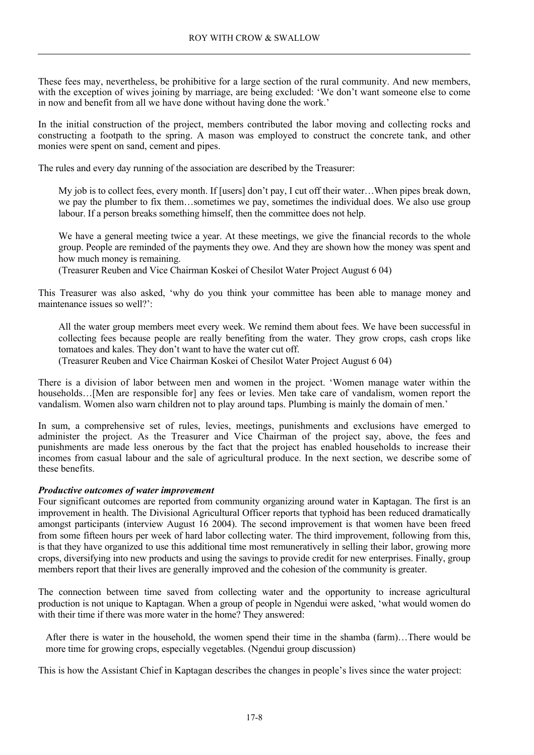These fees may, nevertheless, be prohibitive for a large section of the rural community. And new members, with the exception of wives joining by marriage, are being excluded: 'We don't want someone else to come in now and benefit from all we have done without having done the work.'

In the initial construction of the project, members contributed the labor moving and collecting rocks and constructing a footpath to the spring. A mason was employed to construct the concrete tank, and other monies were spent on sand, cement and pipes.

The rules and every day running of the association are described by the Treasurer:

> My job is to collect fees, every month. If [users] don't pay, I cut off their water…When pipes break down, we pay the plumber to fix them…sometimes we pay, sometimes the individual does. We also use group labour. If a person breaks something himself, then the committee does not help.
>
> We have a general meeting twice a year. At these meetings, we give the financial records to the whole group. People are reminded of the payments they owe. And they are shown how the money was spent and how much money is remaining.
> (Treasurer Reuben and Vice Chairman Koskei of Chesilot Water Project August 6 04)

This Treasurer was also asked, 'why do you think your committee has been able to manage money and maintenance issues so well?':

> All the water group members meet every week. We remind them about fees. We have been successful in collecting fees because people are really benefiting from the water. They grow crops, cash crops like tomatoes and kales. They don't want to have the water cut off.
> (Treasurer Reuben and Vice Chairman Koskei of Chesilot Water Project August 6 04)

There is a division of labor between men and women in the project. 'Women manage water within the households…[Men are responsible for] any fees or levies. Men take care of vandalism, women report the vandalism. Women also warn children not to play around taps. Plumbing is mainly the domain of men.'

In sum, a comprehensive set of rules, levies, meetings, punishments and exclusions have emerged to administer the project. As the Treasurer and Vice Chairman of the project say, above, the fees and punishments are made less onerous by the fact that the project has enabled households to increase their incomes from casual labour and the sale of agricultural produce. In the next section, we describe some of these benefits.

### *Productive outcomes of water improvement*

Four significant outcomes are reported from community organizing around water in Kaptagan. The first is an improvement in health. The Divisional Agricultural Officer reports that typhoid has been reduced dramatically amongst participants (interview August 16 2004). The second improvement is that women have been freed from some fifteen hours per week of hard labor collecting water. The third improvement, following from this, is that they have organized to use this additional time most remuneratively in selling their labor, growing more crops, diversifying into new products and using the savings to provide credit for new enterprises. Finally, group members report that their lives are generally improved and the cohesion of the community is greater.

The connection between time saved from collecting water and the opportunity to increase agricultural production is not unique to Kaptagan. When a group of people in Ngendui were asked, 'what would women do with their time if there was more water in the home? They answered:

> After there is water in the household, the women spend their time in the shamba (farm)…There would be more time for growing crops, especially vegetables. (Ngendui group discussion)

This is how the Assistant Chief in Kaptagan describes the changes in people's lives since the water project: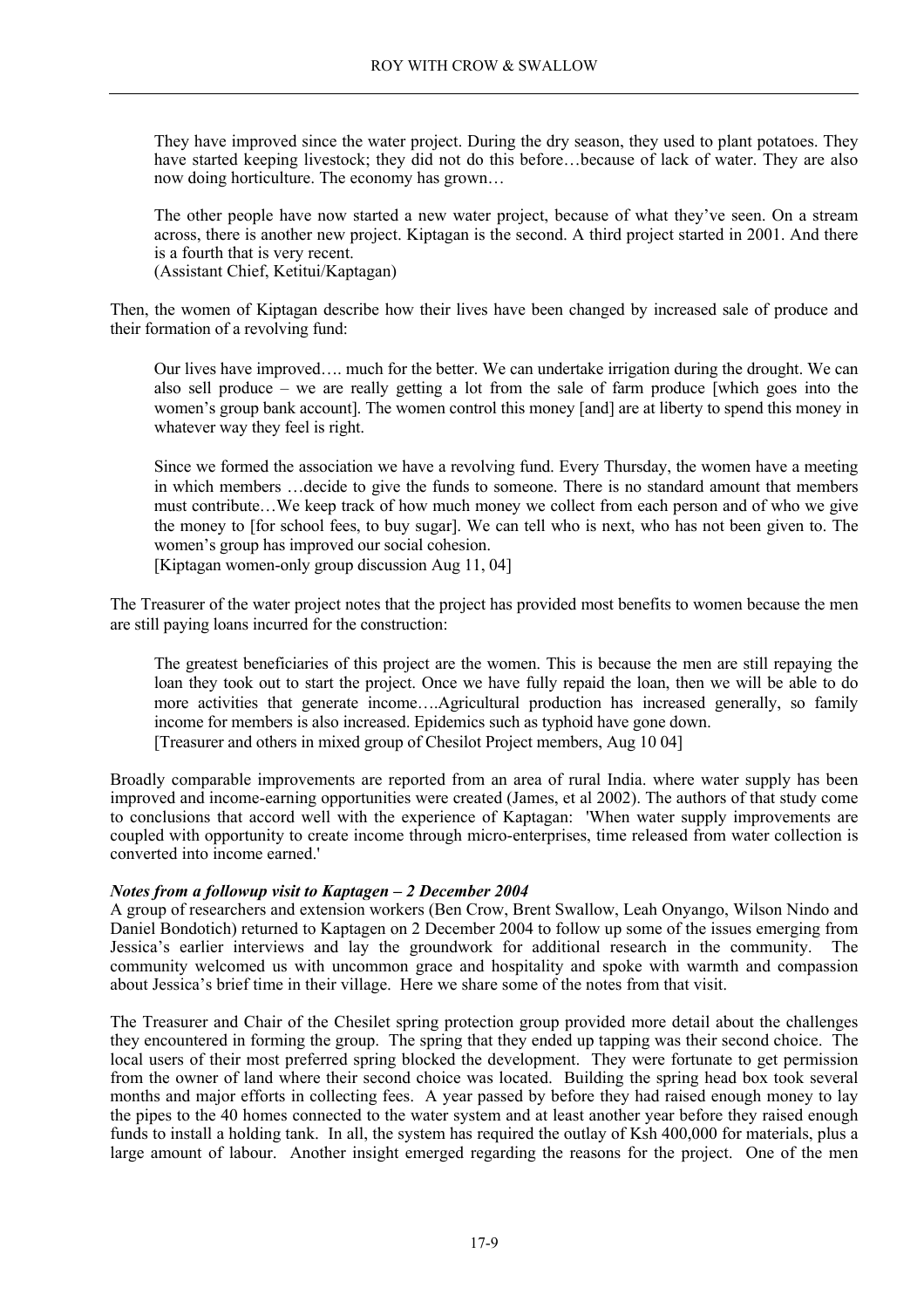> They have improved since the water project. During the dry season, they used to plant potatoes. They have started keeping livestock; they did not do this before…because of lack of water. They are also now doing horticulture. The economy has grown…
>
> The other people have now started a new water project, because of what they've seen. On a stream across, there is another new project. Kiptagan is the second. A third project started in 2001. And there is a fourth that is very recent.
> (Assistant Chief, Ketitui/Kaptagan)

Then, the women of Kiptagan describe how their lives have been changed by increased sale of produce and their formation of a revolving fund:

> Our lives have improved…. much for the better. We can undertake irrigation during the drought. We can also sell produce – we are really getting a lot from the sale of farm produce [which goes into the women's group bank account]. The women control this money [and] are at liberty to spend this money in whatever way they feel is right.
>
> Since we formed the association we have a revolving fund. Every Thursday, the women have a meeting in which members …decide to give the funds to someone. There is no standard amount that members must contribute…We keep track of how much money we collect from each person and of who we give the money to [for school fees, to buy sugar]. We can tell who is next, who has not been given to. The women's group has improved our social cohesion.
> [Kiptagan women-only group discussion Aug 11, 04]

The Treasurer of the water project notes that the project has provided most benefits to women because the men are still paying loans incurred for the construction:

> The greatest beneficiaries of this project are the women. This is because the men are still repaying the loan they took out to start the project. Once we have fully repaid the loan, then we will be able to do more activities that generate income….Agricultural production has increased generally, so family income for members is also increased. Epidemics such as typhoid have gone down.
> [Treasurer and others in mixed group of Chesilot Project members, Aug 10 04]

Broadly comparable improvements are reported from an area of rural India. where water supply has been improved and income-earning opportunities were created (James, et al 2002). The authors of that study come to conclusions that accord well with the experience of Kaptagan: 'When water supply improvements are coupled with opportunity to create income through micro-enterprises, time released from water collection is converted into income earned.'

***Notes from a followup visit to Kaptagen – 2 December 2004***

A group of researchers and extension workers (Ben Crow, Brent Swallow, Leah Onyango, Wilson Nindo and Daniel Bondotich) returned to Kaptagen on 2 December 2004 to follow up some of the issues emerging from Jessica's earlier interviews and lay the groundwork for additional research in the community. The community welcomed us with uncommon grace and hospitality and spoke with warmth and compassion about Jessica's brief time in their village. Here we share some of the notes from that visit.

The Treasurer and Chair of the Chesilet spring protection group provided more detail about the challenges they encountered in forming the group. The spring that they ended up tapping was their second choice. The local users of their most preferred spring blocked the development. They were fortunate to get permission from the owner of land where their second choice was located. Building the spring head box took several months and major efforts in collecting fees. A year passed by before they had raised enough money to lay the pipes to the 40 homes connected to the water system and at least another year before they raised enough funds to install a holding tank. In all, the system has required the outlay of Ksh 400,000 for materials, plus a large amount of labour. Another insight emerged regarding the reasons for the project. One of the men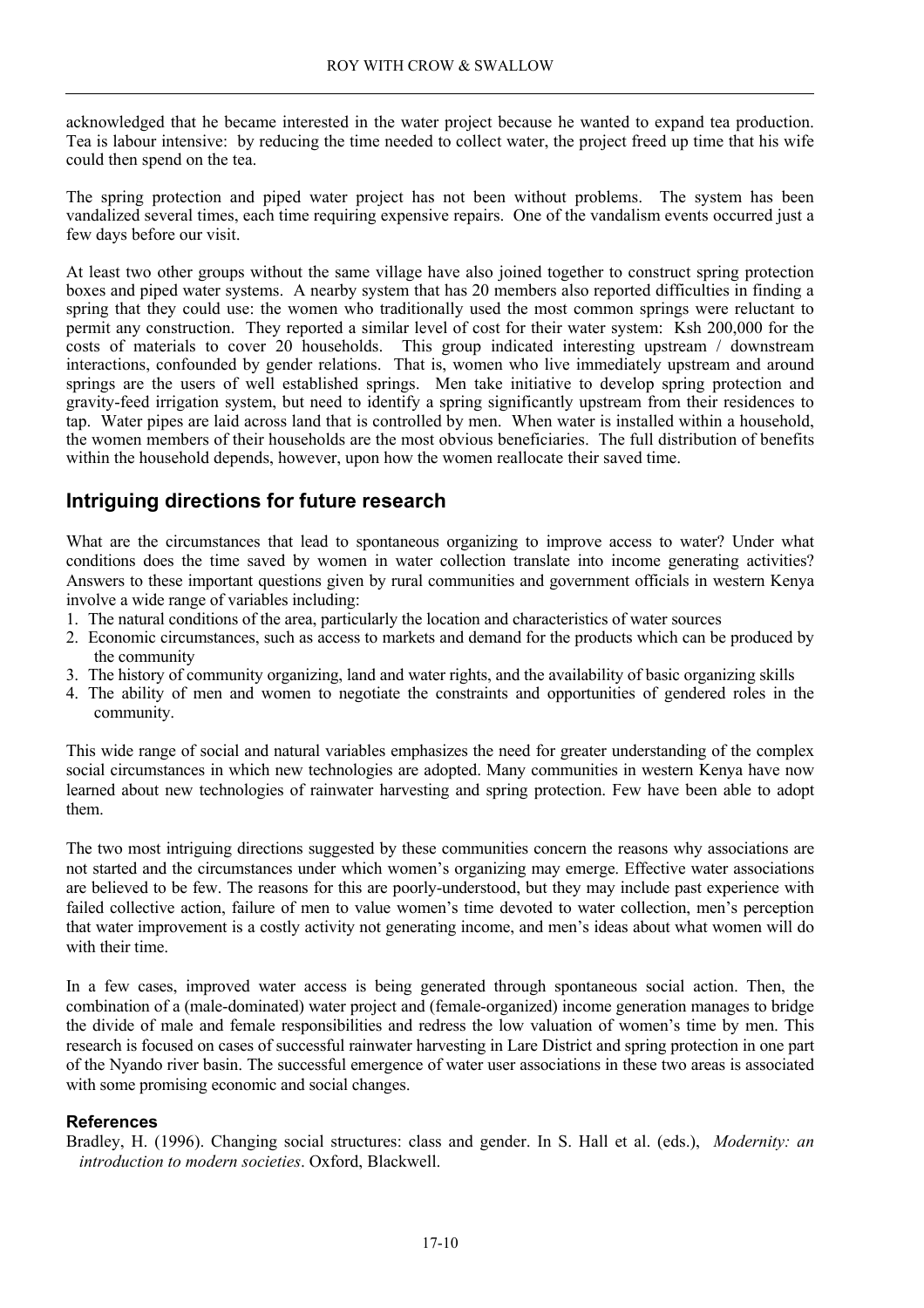acknowledged that he became interested in the water project because he wanted to expand tea production. Tea is labour intensive: by reducing the time needed to collect water, the project freed up time that his wife could then spend on the tea.

The spring protection and piped water project has not been without problems. The system has been vandalized several times, each time requiring expensive repairs. One of the vandalism events occurred just a few days before our visit.

At least two other groups without the same village have also joined together to construct spring protection boxes and piped water systems. A nearby system that has 20 members also reported difficulties in finding a spring that they could use: the women who traditionally used the most common springs were reluctant to permit any construction. They reported a similar level of cost for their water system: Ksh 200,000 for the costs of materials to cover 20 households. This group indicated interesting upstream / downstream interactions, confounded by gender relations. That is, women who live immediately upstream and around springs are the users of well established springs. Men take initiative to develop spring protection and gravity-feed irrigation system, but need to identify a spring significantly upstream from their residences to tap. Water pipes are laid across land that is controlled by men. When water is installed within a household, the women members of their households are the most obvious beneficiaries. The full distribution of benefits within the household depends, however, upon how the women reallocate their saved time.

## Intriguing directions for future research

What are the circumstances that lead to spontaneous organizing to improve access to water? Under what conditions does the time saved by women in water collection translate into income generating activities? Answers to these important questions given by rural communities and government officials in western Kenya involve a wide range of variables including:

1. The natural conditions of the area, particularly the location and characteristics of water sources
2. Economic circumstances, such as access to markets and demand for the products which can be produced by the community
3. The history of community organizing, land and water rights, and the availability of basic organizing skills
4. The ability of men and women to negotiate the constraints and opportunities of gendered roles in the community.

This wide range of social and natural variables emphasizes the need for greater understanding of the complex social circumstances in which new technologies are adopted. Many communities in western Kenya have now learned about new technologies of rainwater harvesting and spring protection. Few have been able to adopt them.

The two most intriguing directions suggested by these communities concern the reasons why associations are not started and the circumstances under which women's organizing may emerge. Effective water associations are believed to be few. The reasons for this are poorly-understood, but they may include past experience with failed collective action, failure of men to value women's time devoted to water collection, men's perception that water improvement is a costly activity not generating income, and men's ideas about what women will do with their time.

In a few cases, improved water access is being generated through spontaneous social action. Then, the combination of a (male-dominated) water project and (female-organized) income generation manages to bridge the divide of male and female responsibilities and redress the low valuation of women's time by men. This research is focused on cases of successful rainwater harvesting in Lare District and spring protection in one part of the Nyando river basin. The successful emergence of water user associations in these two areas is associated with some promising economic and social changes.

### References

Bradley, H. (1996). Changing social structures: class and gender. In S. Hall et al. (eds.), *Modernity: an introduction to modern societies*. Oxford, Blackwell.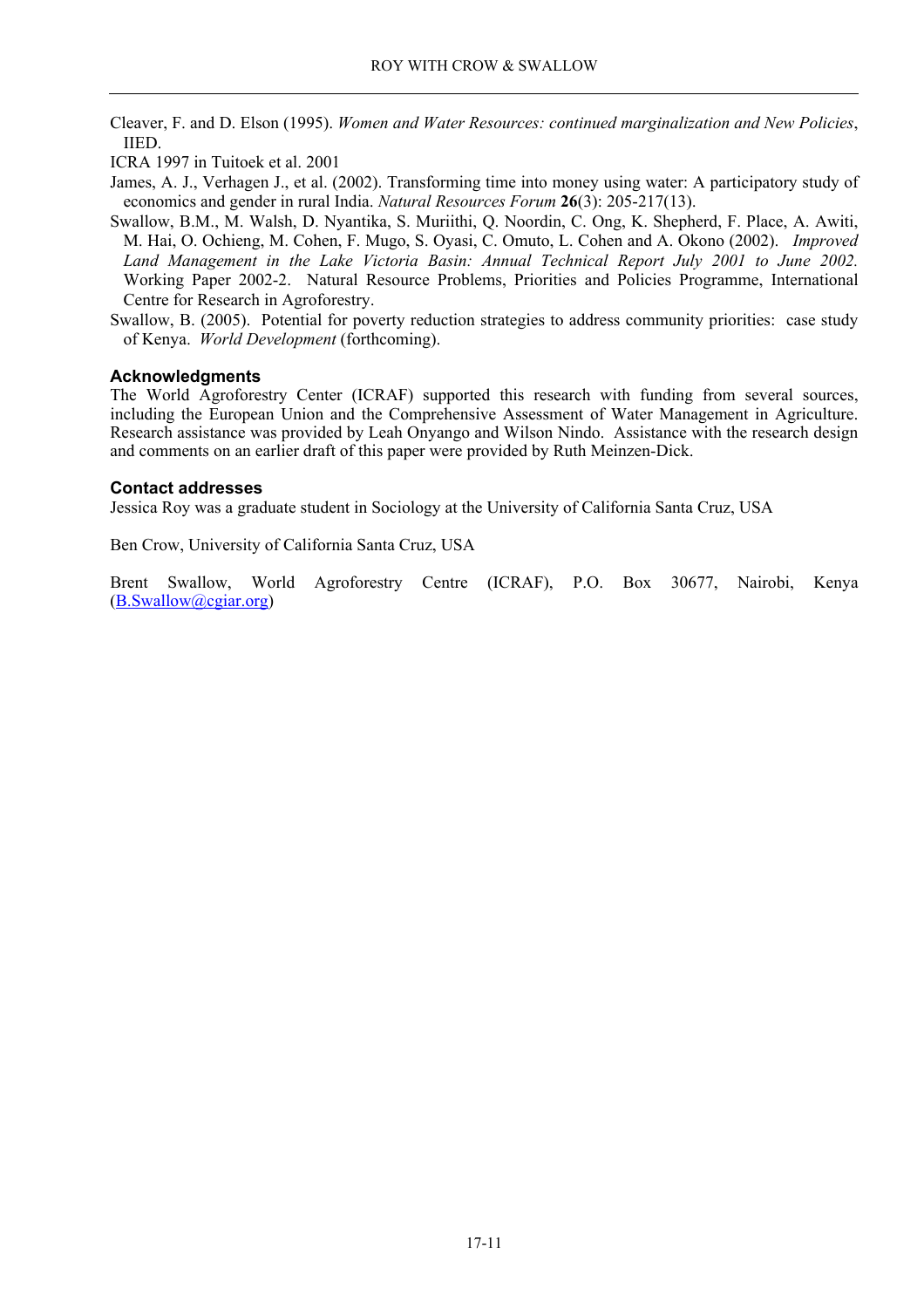Cleaver, F. and D. Elson (1995). *Women and Water Resources: continued marginalization and New Policies*, IIED.

ICRA 1997 in Tuitoek et al. 2001

James, A. J., Verhagen J., et al. (2002). Transforming time into money using water: A participatory study of economics and gender in rural India. *Natural Resources Forum* **26**(3): 205-217(13).

Swallow, B.M., M. Walsh, D. Nyantika, S. Muriithi, Q. Noordin, C. Ong, K. Shepherd, F. Place, A. Awiti, M. Hai, O. Ochieng, M. Cohen, F. Mugo, S. Oyasi, C. Omuto, L. Cohen and A. Okono (2002). *Improved Land Management in the Lake Victoria Basin: Annual Technical Report July 2001 to June 2002.* Working Paper 2002-2. Natural Resource Problems, Priorities and Policies Programme, International Centre for Research in Agroforestry.

Swallow, B. (2005). Potential for poverty reduction strategies to address community priorities: case study of Kenya. *World Development* (forthcoming).

### Acknowledgments

The World Agroforestry Center (ICRAF) supported this research with funding from several sources, including the European Union and the Comprehensive Assessment of Water Management in Agriculture. Research assistance was provided by Leah Onyango and Wilson Nindo. Assistance with the research design and comments on an earlier draft of this paper were provided by Ruth Meinzen-Dick.

### Contact addresses

Jessica Roy was a graduate student in Sociology at the University of California Santa Cruz, USA

Ben Crow, University of California Santa Cruz, USA

Brent Swallow, World Agroforestry Centre (ICRAF), P.O. Box 30677, Nairobi, Kenya (B.Swallow@cgiar.org)